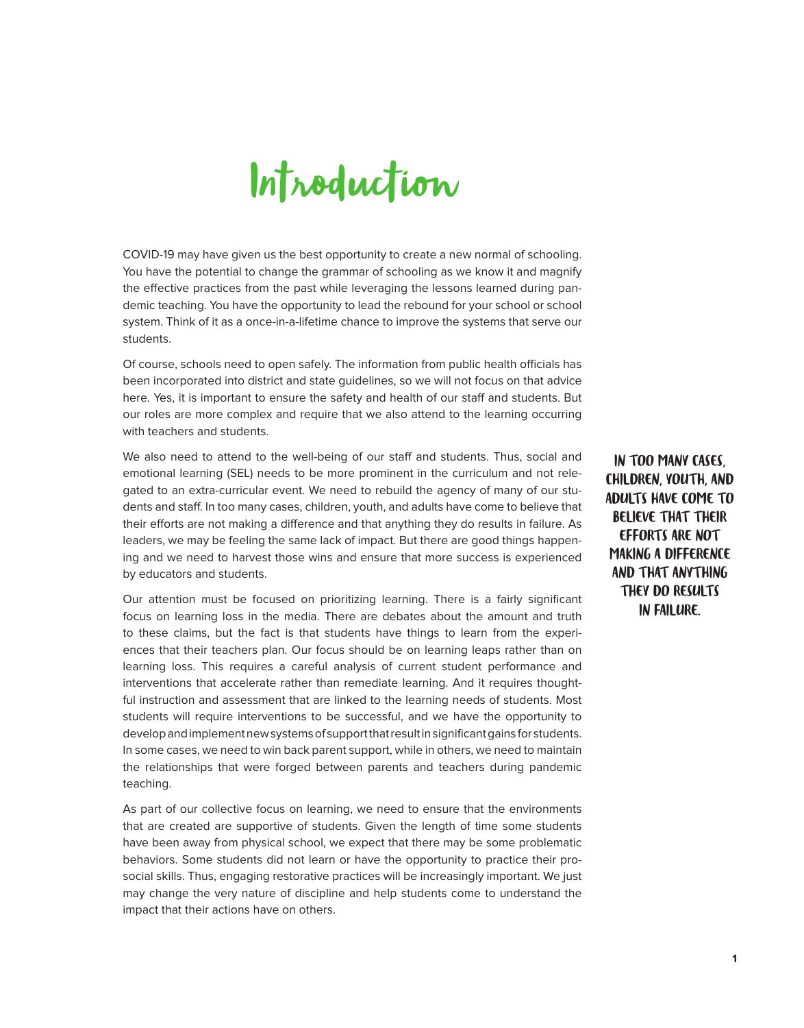# Introduction

COVID-19 may have given us the best opportunity to create a new normal of schooling. You have the potential to change the grammar of schooling as we know it and magnify the effective practices from the past while leveraging the lessons learned during pandemic teaching. You have the opportunity to lead the rebound for your school or school system. Think of it as a once-in-a-lifetime chance to improve the systems that serve our students.

Of course, schools need to open safely. The information from public health officials has been incorporated into district and state guidelines, so we will not focus on that advice here. Yes, it is important to ensure the safety and health of our staff and students. But our roles are more complex and require that we also attend to the learning occurring with teachers and students.

We also need to attend to the well-being of our staff and students. Thus, social and emotional learning (SEL) needs to be more prominent in the curriculum and not relegated to an extra-curricular event. We need to rebuild the agency of many of our students and staff. In too many cases, children, youth, and adults have come to believe that their efforts are not making a difference and that anything they do results in failure. As leaders, we may be feeling the same lack of impact. But there are good things happening and we need to harvest those wins and ensure that more success is experienced by educators and students.

> **IN TOO MANY CASES, CHILDREN, YOUTH, AND ADULTS HAVE COME TO BELIEVE THAT THEIR EFFORTS ARE NOT MAKING A DIFFERENCE AND THAT ANYTHING THEY DO RESULTS IN FAILURE.**

Our attention must be focused on prioritizing learning. There is a fairly significant focus on learning loss in the media. There are debates about the amount and truth to these claims, but the fact is that students have things to learn from the experiences that their teachers plan. Our focus should be on learning leaps rather than on learning loss. This requires a careful analysis of current student performance and interventions that accelerate rather than remediate learning. And it requires thoughtful instruction and assessment that are linked to the learning needs of students. Most students will require interventions to be successful, and we have the opportunity to develop and implement new systems of support that result in significant gains for students. In some cases, we need to win back parent support, while in others, we need to maintain the relationships that were forged between parents and teachers during pandemic teaching.

As part of our collective focus on learning, we need to ensure that the environments that are created are supportive of students. Given the length of time some students have been away from physical school, we expect that there may be some problematic behaviors. Some students did not learn or have the opportunity to practice their prosocial skills. Thus, engaging restorative practices will be increasingly important. We just may change the very nature of discipline and help students come to understand the impact that their actions have on others.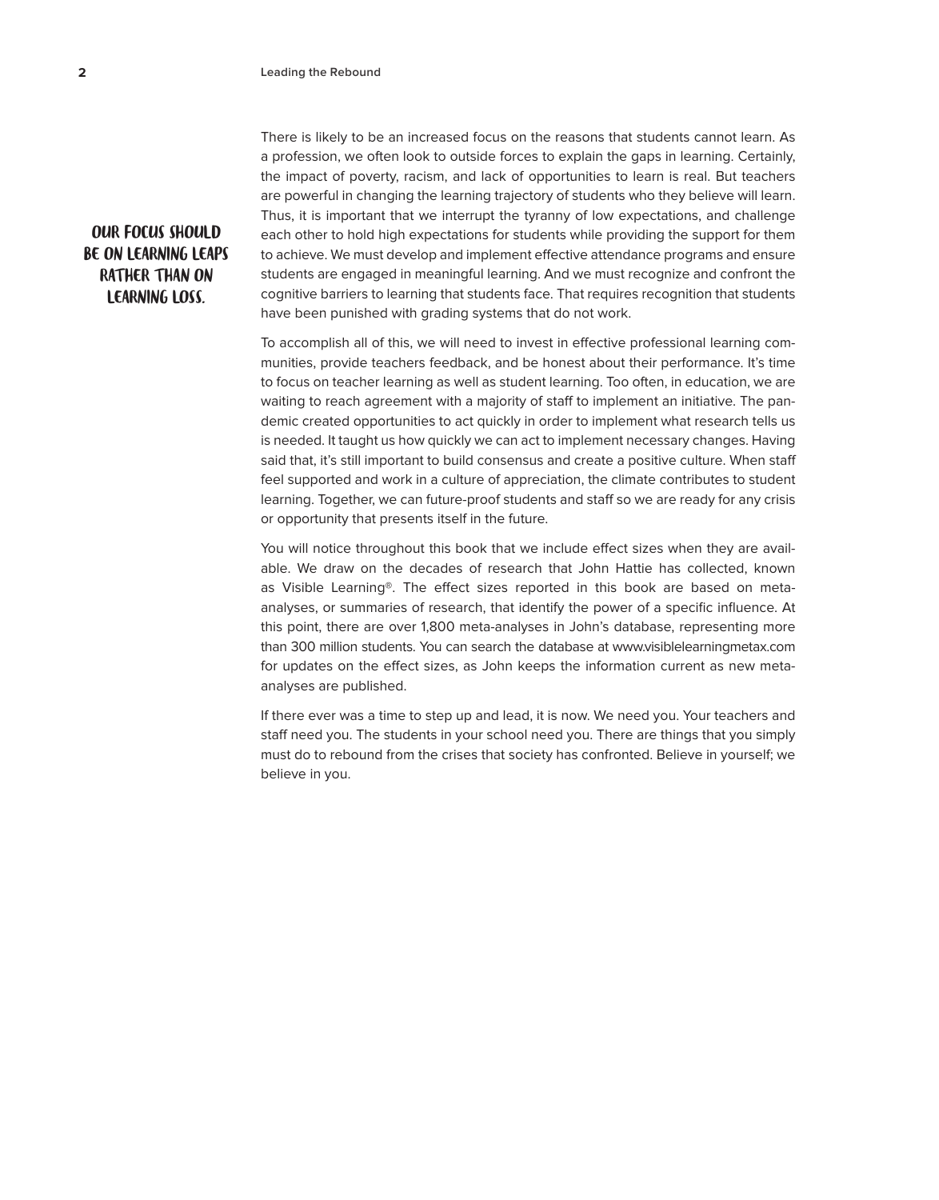There is likely to be an increased focus on the reasons that students cannot learn. As a profession, we often look to outside forces to explain the gaps in learning. Certainly, the impact of poverty, racism, and lack of opportunities to learn is real. But teachers are powerful in changing the learning trajectory of students who they believe will learn. Thus, it is important that we interrupt the tyranny of low expectations, and challenge each other to hold high expectations for students while providing the support for them to achieve. We must develop and implement effective attendance programs and ensure students are engaged in meaningful learning. And we must recognize and confront the cognitive barriers to learning that students face. That requires recognition that students have been punished with grading systems that do not work.

**OUR FOCUS SHOULD BE ON LEARNING LEAPS RATHER THAN ON LEARNING LOSS.**

To accomplish all of this, we will need to invest in effective professional learning communities, provide teachers feedback, and be honest about their performance. It's time to focus on teacher learning as well as student learning. Too often, in education, we are waiting to reach agreement with a majority of staff to implement an initiative. The pandemic created opportunities to act quickly in order to implement what research tells us is needed. It taught us how quickly we can act to implement necessary changes. Having said that, it's still important to build consensus and create a positive culture. When staff feel supported and work in a culture of appreciation, the climate contributes to student learning. Together, we can future-proof students and staff so we are ready for any crisis or opportunity that presents itself in the future.

You will notice throughout this book that we include effect sizes when they are available. We draw on the decades of research that John Hattie has collected, known as Visible Learning®. The effect sizes reported in this book are based on meta-analyses, or summaries of research, that identify the power of a specific influence. At this point, there are over 1,800 meta-analyses in John's database, representing more than 300 million students. You can search the database at www.visiblelearningmetax.com for updates on the effect sizes, as John keeps the information current as new meta-analyses are published.

If there ever was a time to step up and lead, it is now. We need you. Your teachers and staff need you. The students in your school need you. There are things that you simply must do to rebound from the crises that society has confronted. Believe in yourself; we believe in you.